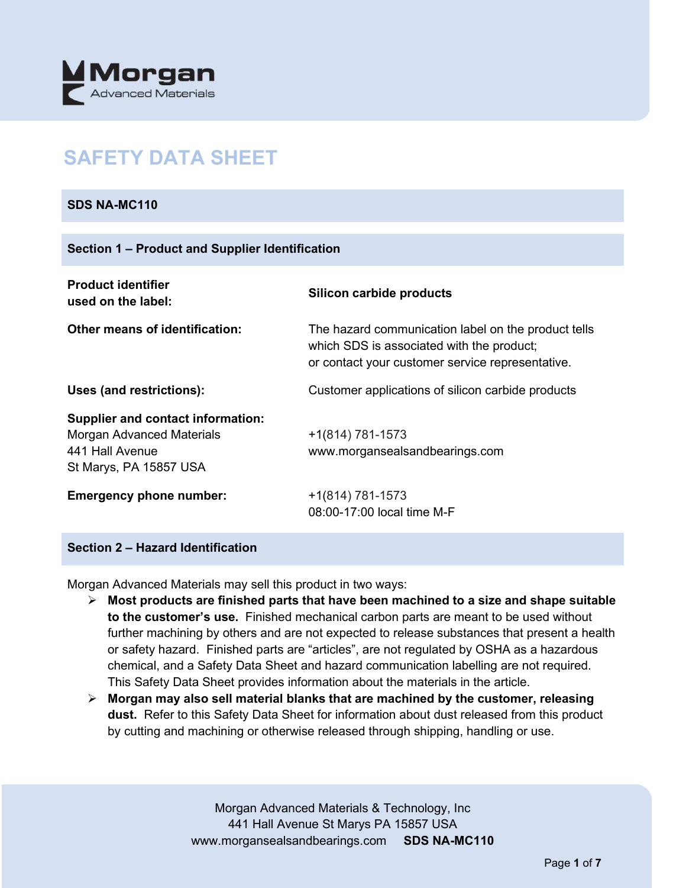# SAFETY DATA SHEET

**SDS NA-MC110**

## Section 1 – Product and Supplier Identification

| | |
|---|---|
| **Product identifier used on the label:** | **Silicon carbide products** |
| **Other means of identification:** | The hazard communication label on the product tells which SDS is associated with the product; or contact your customer service representative. |
| **Uses (and restrictions):** | Customer applications of silicon carbide products |
| **Supplier and contact information:** Morgan Advanced Materials 441 Hall Avenue St Marys, PA 15857 USA | +1(814) 781-1573 www.morgansealsandbearings.com |
| **Emergency phone number:** | +1(814) 781-1573 08:00-17:00 local time M-F |

## Section 2 – Hazard Identification

Morgan Advanced Materials may sell this product in two ways:

- **Most products are finished parts that have been machined to a size and shape suitable to the customer's use.** Finished mechanical carbon parts are meant to be used without further machining by others and are not expected to release substances that present a health or safety hazard. Finished parts are "articles", are not regulated by OSHA as a hazardous chemical, and a Safety Data Sheet and hazard communication labelling are not required. This Safety Data Sheet provides information about the materials in the article.
- **Morgan may also sell material blanks that are machined by the customer, releasing dust.** Refer to this Safety Data Sheet for information about dust released from this product by cutting and machining or otherwise released through shipping, handling or use.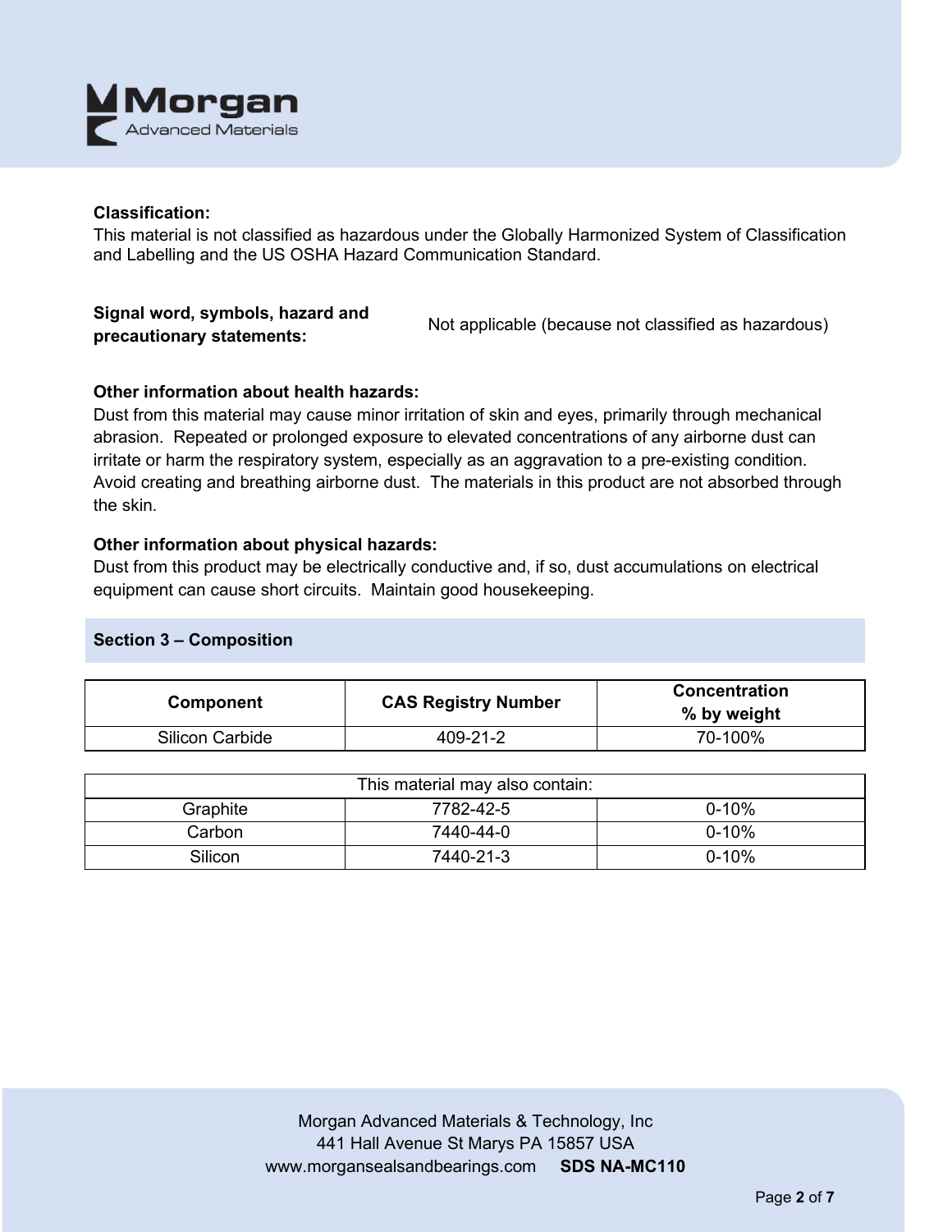**Classification:**
This material is not classified as hazardous under the Globally Harmonized System of Classification and Labelling and the US OSHA Hazard Communication Standard.

**Signal word, symbols, hazard and precautionary statements:** Not applicable (because not classified as hazardous)

**Other information about health hazards:**
Dust from this material may cause minor irritation of skin and eyes, primarily through mechanical abrasion. Repeated or prolonged exposure to elevated concentrations of any airborne dust can irritate or harm the respiratory system, especially as an aggravation to a pre-existing condition. Avoid creating and breathing airborne dust. The materials in this product are not absorbed through the skin.

**Other information about physical hazards:**
Dust from this product may be electrically conductive and, if so, dust accumulations on electrical equipment can cause short circuits. Maintain good housekeeping.

## Section 3 – Composition

| Component | CAS Registry Number | Concentration % by weight |
|---|---|---|
| Silicon Carbide | 409-21-2 | 70-100% |
| This material may also contain: | | |
| Graphite | 7782-42-5 | 0-10% |
| Carbon | 7440-44-0 | 0-10% |
| Silicon | 7440-21-3 | 0-10% |

Morgan Advanced Materials & Technology, Inc
441 Hall Avenue St Marys PA 15857 USA
www.morgansealsandbearings.com **SDS NA-MC110**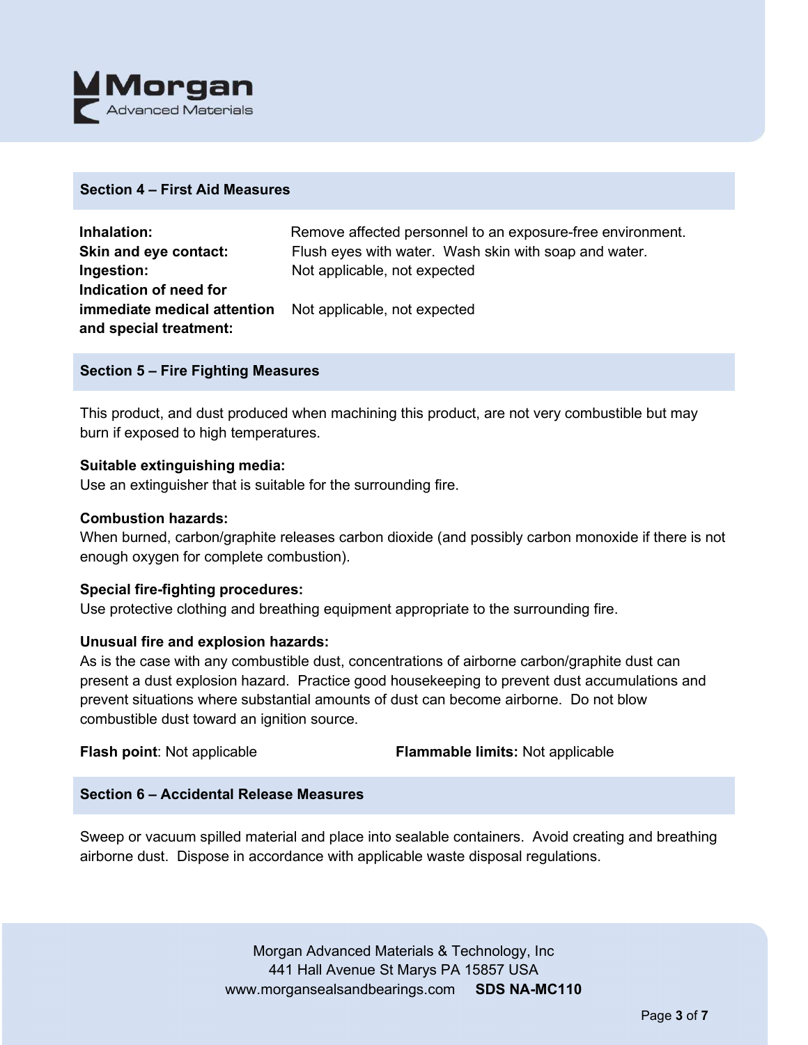## Section 4 – First Aid Measures

**Inhalation:** Remove affected personnel to an exposure-free environment.

**Skin and eye contact:** Flush eyes with water. Wash skin with soap and water.

**Ingestion:** Not applicable, not expected

**Indication of need for immediate medical attention and special treatment:** Not applicable, not expected

## Section 5 – Fire Fighting Measures

This product, and dust produced when machining this product, are not very combustible but may burn if exposed to high temperatures.

**Suitable extinguishing media:**
Use an extinguisher that is suitable for the surrounding fire.

**Combustion hazards:**
When burned, carbon/graphite releases carbon dioxide (and possibly carbon monoxide if there is not enough oxygen for complete combustion).

**Special fire-fighting procedures:**
Use protective clothing and breathing equipment appropriate to the surrounding fire.

**Unusual fire and explosion hazards:**
As is the case with any combustible dust, concentrations of airborne carbon/graphite dust can present a dust explosion hazard. Practice good housekeeping to prevent dust accumulations and prevent situations where substantial amounts of dust can become airborne. Do not blow combustible dust toward an ignition source.

**Flash point**: Not applicable

**Flammable limits:** Not applicable

## Section 6 – Accidental Release Measures

Sweep or vacuum spilled material and place into sealable containers. Avoid creating and breathing airborne dust. Dispose in accordance with applicable waste disposal regulations.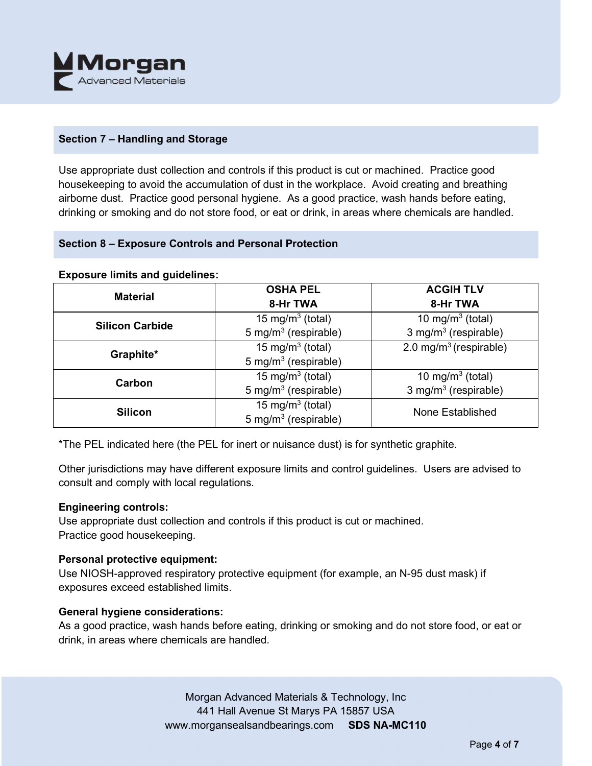## Section 7 – Handling and Storage

Use appropriate dust collection and controls if this product is cut or machined. Practice good housekeeping to avoid the accumulation of dust in the workplace. Avoid creating and breathing airborne dust. Practice good personal hygiene. As a good practice, wash hands before eating, drinking or smoking and do not store food, or eat or drink, in areas where chemicals are handled.

## Section 8 – Exposure Controls and Personal Protection

**Exposure limits and guidelines:**

| Material | OSHA PEL 8-Hr TWA | ACGIH TLV 8-Hr TWA |
|---|---|---|
| **Silicon Carbide** | 15 mg/m$^3$ (total)<br>5 mg/m$^3$ (respirable) | 10 mg/m$^3$ (total)<br>3 mg/m$^3$ (respirable) |
| **Graphite*** | 15 mg/m$^3$ (total)<br>5 mg/m$^3$ (respirable) | 2.0 mg/m$^3$ (respirable) |
| **Carbon** | 15 mg/m$^3$ (total)<br>5 mg/m$^3$ (respirable) | 10 mg/m$^3$ (total)<br>3 mg/m$^3$ (respirable) |
| **Silicon** | 15 mg/m$^3$ (total)<br>5 mg/m$^3$ (respirable) | None Established |

*The PEL indicated here (the PEL for inert or nuisance dust) is for synthetic graphite.

Other jurisdictions may have different exposure limits and control guidelines. Users are advised to consult and comply with local regulations.

**Engineering controls:**
Use appropriate dust collection and controls if this product is cut or machined.
Practice good housekeeping.

**Personal protective equipment:**
Use NIOSH-approved respiratory protective equipment (for example, an N-95 dust mask) if exposures exceed established limits.

**General hygiene considerations:**
As a good practice, wash hands before eating, drinking or smoking and do not store food, or eat or drink, in areas where chemicals are handled.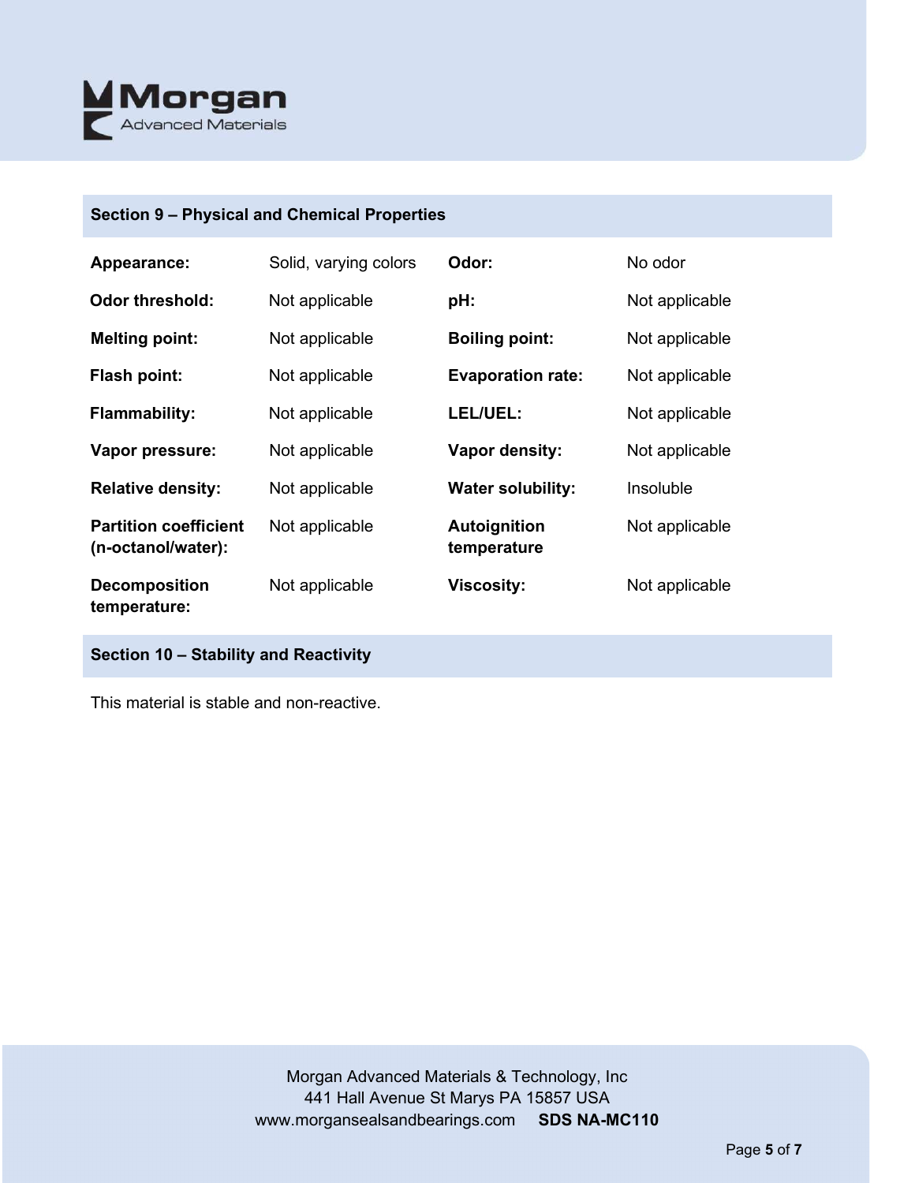## Section 9 – Physical and Chemical Properties

| | | | |
|---|---|---|---|
| **Appearance:** | Solid, varying colors | **Odor:** | No odor |
| **Odor threshold:** | Not applicable | **pH:** | Not applicable |
| **Melting point:** | Not applicable | **Boiling point:** | Not applicable |
| **Flash point:** | Not applicable | **Evaporation rate:** | Not applicable |
| **Flammability:** | Not applicable | **LEL/UEL:** | Not applicable |
| **Vapor pressure:** | Not applicable | **Vapor density:** | Not applicable |
| **Relative density:** | Not applicable | **Water solubility:** | Insoluble |
| **Partition coefficient (n-octanol/water):** | Not applicable | **Autoignition temperature** | Not applicable |
| **Decomposition temperature:** | Not applicable | **Viscosity:** | Not applicable |

## Section 10 – Stability and Reactivity

This material is stable and non-reactive.

Morgan Advanced Materials & Technology, Inc
441 Hall Avenue St Marys PA 15857 USA
www.morgansealsandbearings.com **SDS NA-MC110**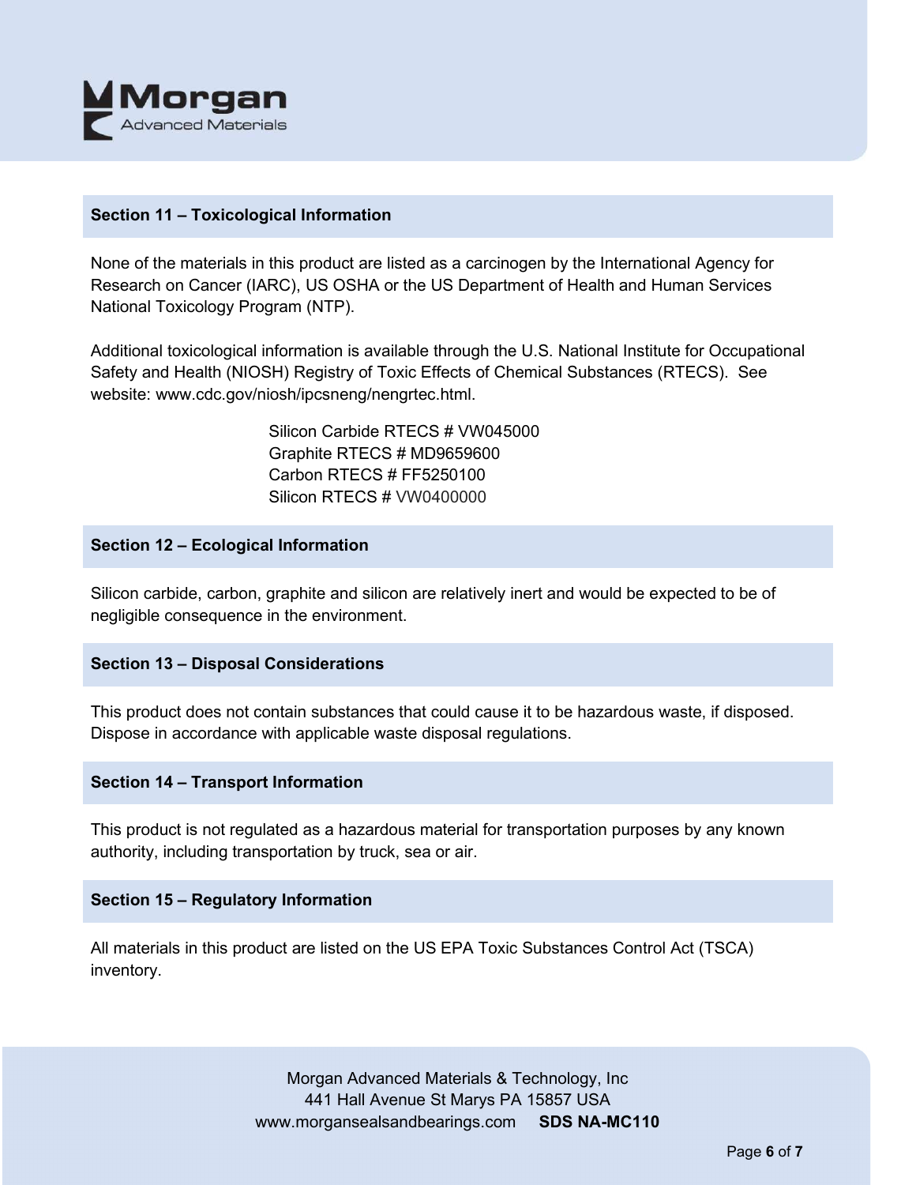## Section 11 – Toxicological Information

None of the materials in this product are listed as a carcinogen by the International Agency for Research on Cancer (IARC), US OSHA or the US Department of Health and Human Services National Toxicology Program (NTP).

Additional toxicological information is available through the U.S. National Institute for Occupational Safety and Health (NIOSH) Registry of Toxic Effects of Chemical Substances (RTECS). See website: www.cdc.gov/niosh/ipcsneng/nengrtec.html.

Silicon Carbide RTECS # VW045000
Graphite RTECS # MD9659600
Carbon RTECS # FF5250100
Silicon RTECS # VW0400000

## Section 12 – Ecological Information

Silicon carbide, carbon, graphite and silicon are relatively inert and would be expected to be of negligible consequence in the environment.

## Section 13 – Disposal Considerations

This product does not contain substances that could cause it to be hazardous waste, if disposed. Dispose in accordance with applicable waste disposal regulations.

## Section 14 – Transport Information

This product is not regulated as a hazardous material for transportation purposes by any known authority, including transportation by truck, sea or air.

## Section 15 – Regulatory Information

All materials in this product are listed on the US EPA Toxic Substances Control Act (TSCA) inventory.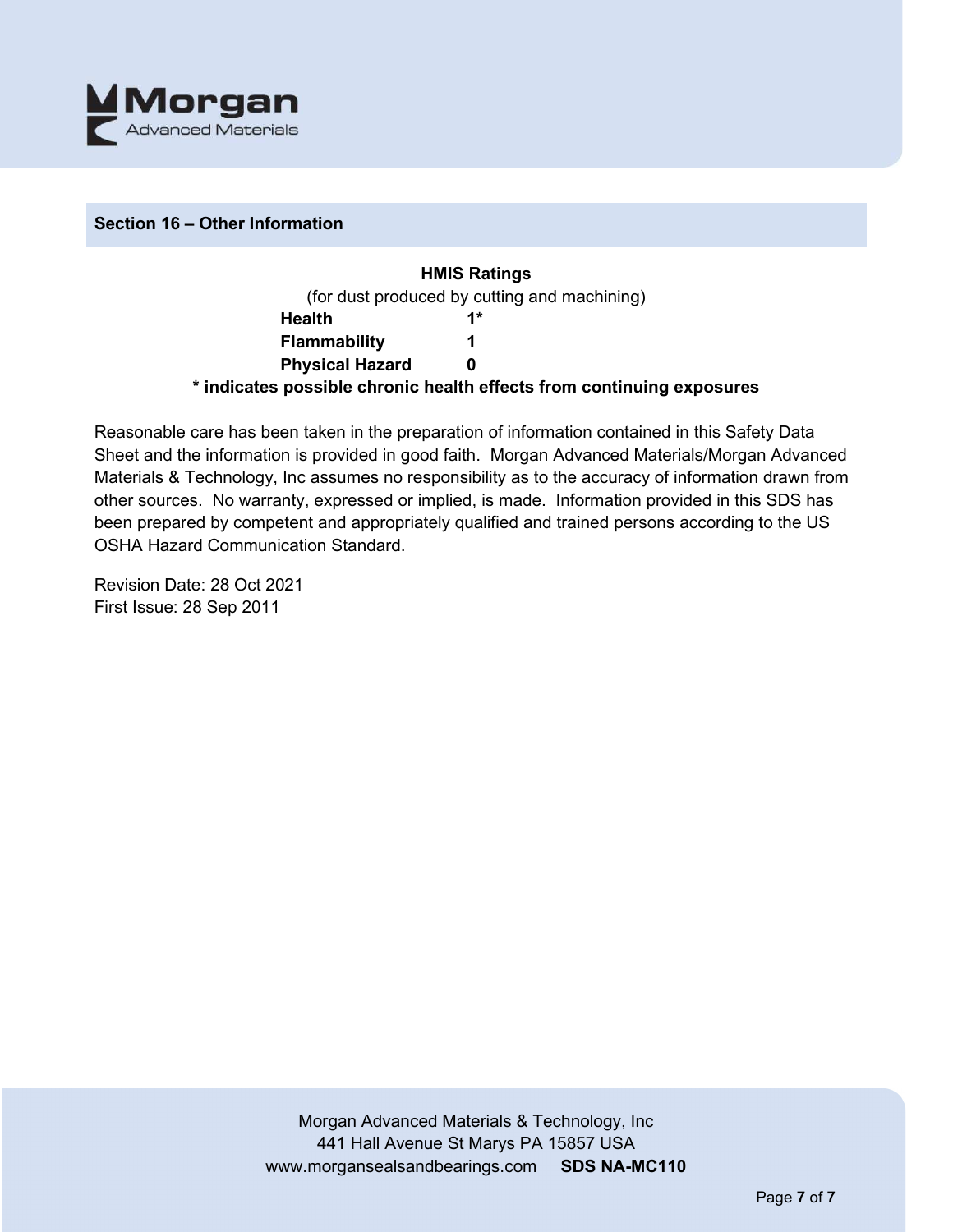## Section 16 – Other Information

**HMIS Ratings**

(for dust produced by cutting and machining)

| | |
|---|---|
| **Health** | **1*** |
| **Flammability** | **1** |
| **Physical Hazard** | **0** |

**\* indicates possible chronic health effects from continuing exposures**

Reasonable care has been taken in the preparation of information contained in this Safety Data Sheet and the information is provided in good faith. Morgan Advanced Materials/Morgan Advanced Materials & Technology, Inc assumes no responsibility as to the accuracy of information drawn from other sources. No warranty, expressed or implied, is made. Information provided in this SDS has been prepared by competent and appropriately qualified and trained persons according to the US OSHA Hazard Communication Standard.

Revision Date: 28 Oct 2021
First Issue: 28 Sep 2011